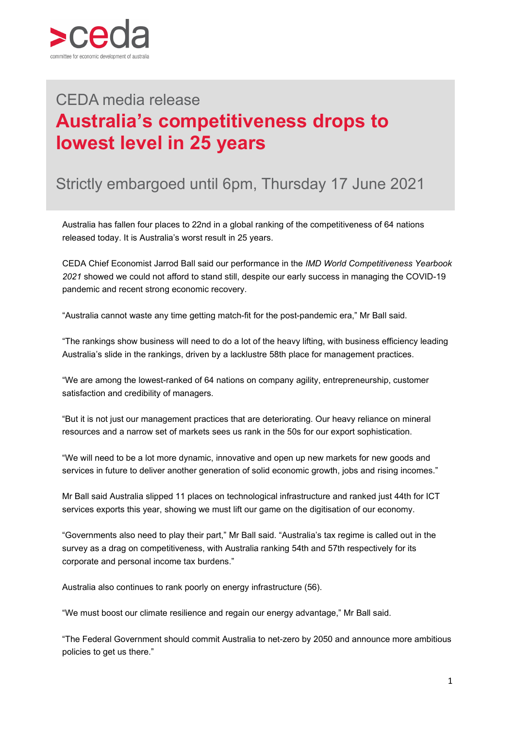CEDA media release

# Australia's competitiveness drops to lowest level in 25 years

## Strictly embargoed until 6pm, Thursday 17 June 2021

Australia has fallen four places to 22nd in a global ranking of the competitiveness of 64 nations released today. It is Australia's worst result in 25 years.

CEDA Chief Economist Jarrod Ball said our performance in the *IMD World Competitiveness Yearbook 2021* showed we could not afford to stand still, despite our early success in managing the COVID-19 pandemic and recent strong economic recovery.

"Australia cannot waste any time getting match-fit for the post-pandemic era," Mr Ball said.

"The rankings show business will need to do a lot of the heavy lifting, with business efficiency leading Australia's slide in the rankings, driven by a lacklustre 58th place for management practices.

"We are among the lowest-ranked of 64 nations on company agility, entrepreneurship, customer satisfaction and credibility of managers.

"But it is not just our management practices that are deteriorating. Our heavy reliance on mineral resources and a narrow set of markets sees us rank in the 50s for our export sophistication.

"We will need to be a lot more dynamic, innovative and open up new markets for new goods and services in future to deliver another generation of solid economic growth, jobs and rising incomes."

Mr Ball said Australia slipped 11 places on technological infrastructure and ranked just 44th for ICT services exports this year, showing we must lift our game on the digitisation of our economy.

"Governments also need to play their part," Mr Ball said. "Australia's tax regime is called out in the survey as a drag on competitiveness, with Australia ranking 54th and 57th respectively for its corporate and personal income tax burdens."

Australia also continues to rank poorly on energy infrastructure (56).

"We must boost our climate resilience and regain our energy advantage," Mr Ball said.

"The Federal Government should commit Australia to net-zero by 2050 and announce more ambitious policies to get us there."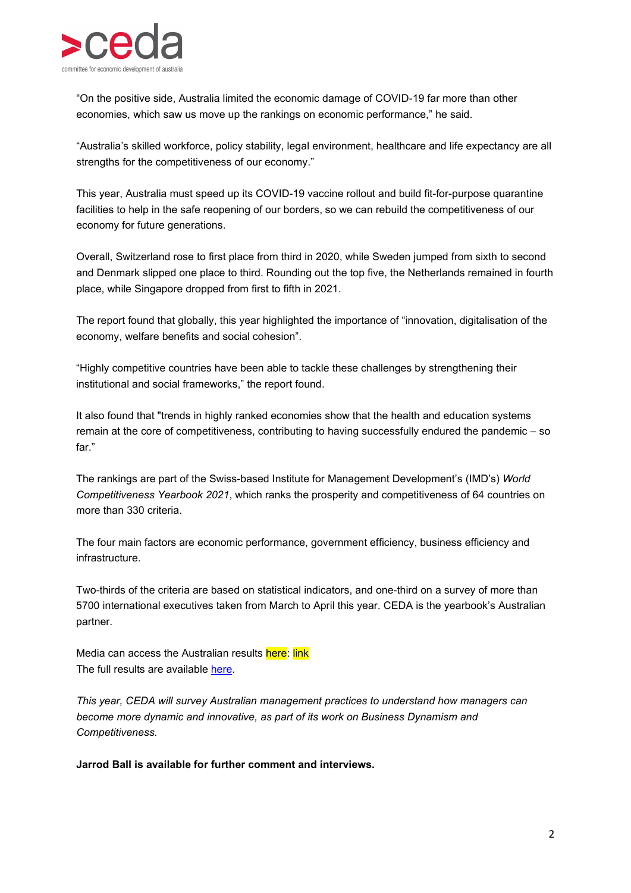"On the positive side, Australia limited the economic damage of COVID-19 far more than other economies, which saw us move up the rankings on economic performance," he said.

"Australia's skilled workforce, policy stability, legal environment, healthcare and life expectancy are all strengths for the competitiveness of our economy."

This year, Australia must speed up its COVID-19 vaccine rollout and build fit-for-purpose quarantine facilities to help in the safe reopening of our borders, so we can rebuild the competitiveness of our economy for future generations.

Overall, Switzerland rose to first place from third in 2020, while Sweden jumped from sixth to second and Denmark slipped one place to third. Rounding out the top five, the Netherlands remained in fourth place, while Singapore dropped from first to fifth in 2021.

The report found that globally, this year highlighted the importance of "innovation, digitalisation of the economy, welfare benefits and social cohesion".

"Highly competitive countries have been able to tackle these challenges by strengthening their institutional and social frameworks," the report found.

It also found that "trends in highly ranked economies show that the health and education systems remain at the core of competitiveness, contributing to having successfully endured the pandemic – so far."

The rankings are part of the Swiss-based Institute for Management Development's (IMD's) *World Competitiveness Yearbook 2021*, which ranks the prosperity and competitiveness of 64 countries on more than 330 criteria.

The four main factors are economic performance, government efficiency, business efficiency and infrastructure.

Two-thirds of the criteria are based on statistical indicators, and one-third on a survey of more than 5700 international executives taken from March to April this year. CEDA is the yearbook's Australian partner.

Media can access the Australian results here: link
The full results are available here.

*This year, CEDA will survey Australian management practices to understand how managers can become more dynamic and innovative, as part of its work on Business Dynamism and Competitiveness.*

**Jarrod Ball is available for further comment and interviews.**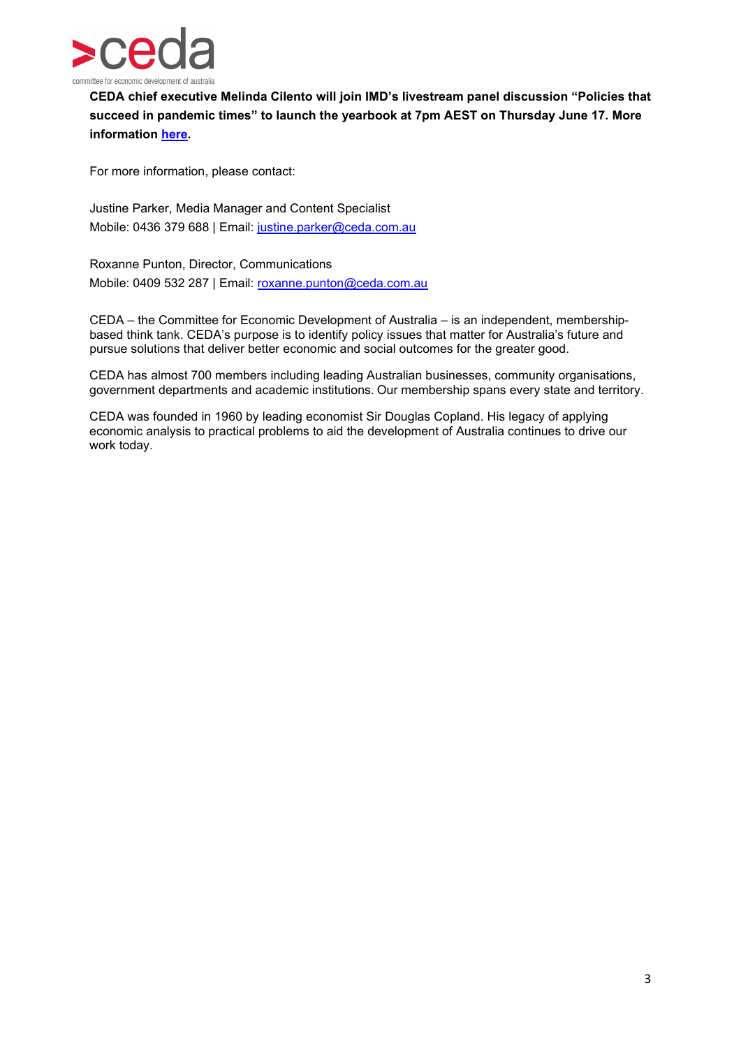**CEDA chief executive Melinda Cilento will join IMD's livestream panel discussion "Policies that succeed in pandemic times" to launch the yearbook at 7pm AEST on Thursday June 17. More information here.**

For more information, please contact:

Justine Parker, Media Manager and Content Specialist
Mobile: 0436 379 688 | Email: justine.parker@ceda.com.au

Roxanne Punton, Director, Communications
Mobile: 0409 532 287 | Email: roxanne.punton@ceda.com.au

CEDA – the Committee for Economic Development of Australia – is an independent, membership-based think tank. CEDA's purpose is to identify policy issues that matter for Australia's future and pursue solutions that deliver better economic and social outcomes for the greater good.

CEDA has almost 700 members including leading Australian businesses, community organisations, government departments and academic institutions. Our membership spans every state and territory.

CEDA was founded in 1960 by leading economist Sir Douglas Copland. His legacy of applying economic analysis to practical problems to aid the development of Australia continues to drive our work today.